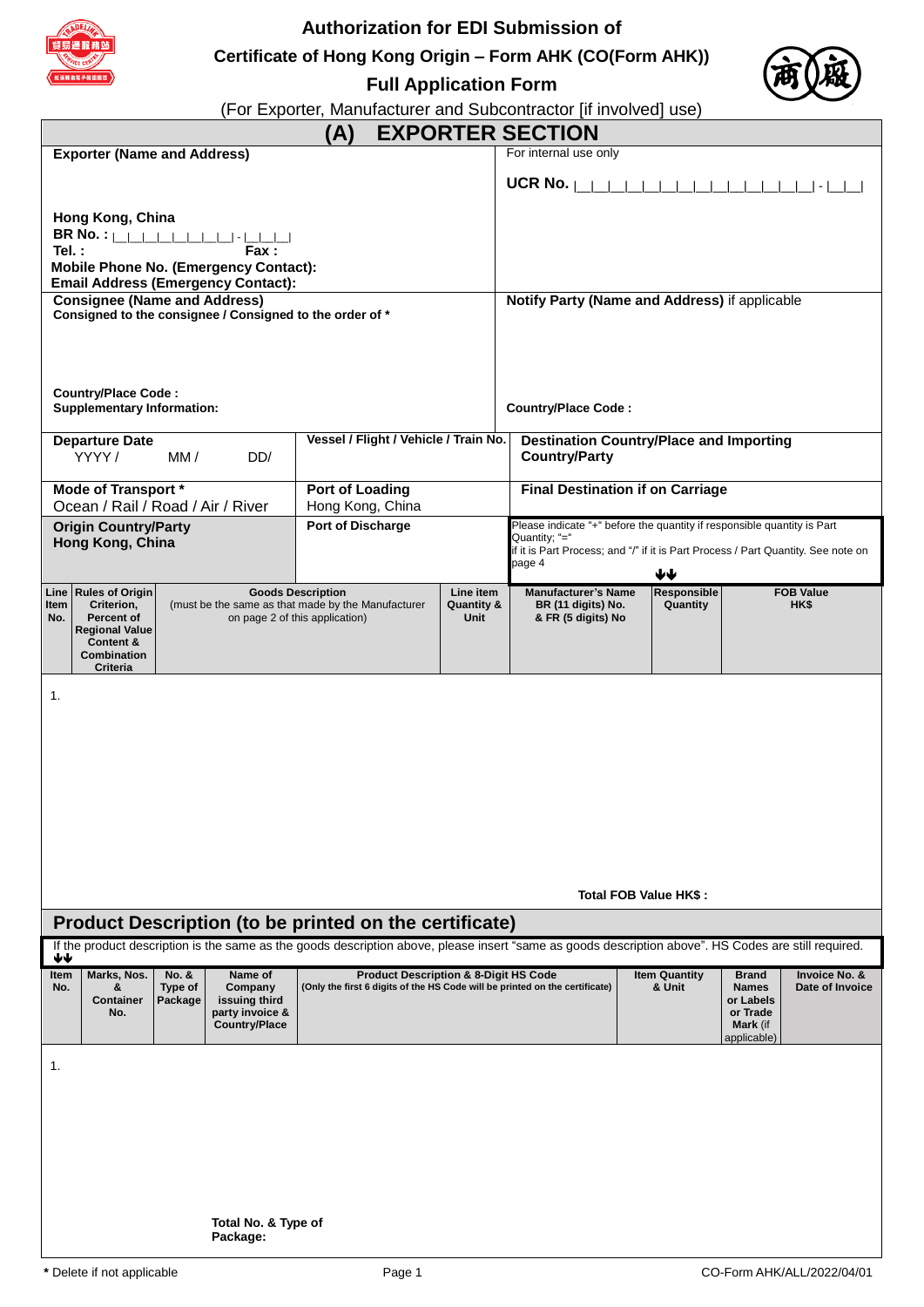# Authorization for EDI Submission of Certificate of Hong Kong Origin – Form AHK (CO(Form AHK))

## Full Application Form

(For Exporter, Manufacturer and Subcontractor [if involved] use)

## (A) EXPORTER SECTION

| **Exporter (Name and Address)**<br><br>**Hong Kong, China**<br>**BR No. :** \|\_\|\_\|\_\|\_\|\_\|\_\|\_\|\_\| - \|\_\|\_\|\_\|<br>**Tel. :** **Fax :**<br>**Mobile Phone No. (Emergency Contact):**<br>**Email Address (Emergency Contact):** | For internal use only<br><br>**UCR No.** \|\_\|\_\|\_\|\_\|\_\|\_\|\_\|\_\|\_\|\_\|\_\|\_\|\_\|\_\|\_\|\_\| - \|\_\|\_\| |
|---|---|
| **Consignee (Name and Address)**<br>**Consigned to the consignee / Consigned to the order of \***<br><br>**Country/Place Code :**<br>**Supplementary Information:** | **Notify Party (Name and Address)** if applicable<br><br>**Country/Place Code :** |

| **Departure Date**<br>YYYY / MM / DD/ | **Vessel / Flight / Vehicle / Train No.** | **Destination Country/Place and Importing Country/Party** |
|---|---|---|
| **Mode of Transport \***<br>Ocean / Rail / Road / Air / River | **Port of Loading**<br>Hong Kong, China | **Final Destination if on Carriage** |
| **Origin Country/Party**<br>**Hong Kong, China** | **Port of Discharge** | Please indicate "+" before the quantity if responsible quantity is Part Quantity; "=" if it is Part Process; and "/" if it is Part Process / Part Quantity. See note on page 4 ↓↓ |

| Line Item No. | Rules of Origin Criterion, Percent of Regional Value Content & Combination Criteria | Goods Description (must be the same as that made by the Manufacturer on page 2 of this application) | Line item Quantity & Unit | Manufacturer's Name BR (11 digits) No. & FR (5 digits) No | Responsible Quantity | FOB Value HK$ |
|---|---|---|---|---|---|---|
| 1. | | | | | | |
| | | | | | **Total FOB Value HK$ :** | |

## Product Description (to be printed on the certificate)

If the product description is the same as the goods description above, please insert "same as goods description above". HS Codes are still required. ↓↓

| Item No. | Marks, Nos. & Container No. | No. & Type of Package | Name of Company issuing third party invoice & Country/Place | Product Description & 8-Digit HS Code (Only the first 6 digits of the HS Code will be printed on the certificate) | Item Quantity & Unit | Brand Names or Labels or Trade Mark (if applicable) | Invoice No. & Date of Invoice |
|---|---|---|---|---|---|---|---|
| 1. | | | | | | | |
| | | | **Total No. & Type of Package:** | | | | |

**\*** Delete if not applicable

CO-Form AHK/ALL/2022/04/01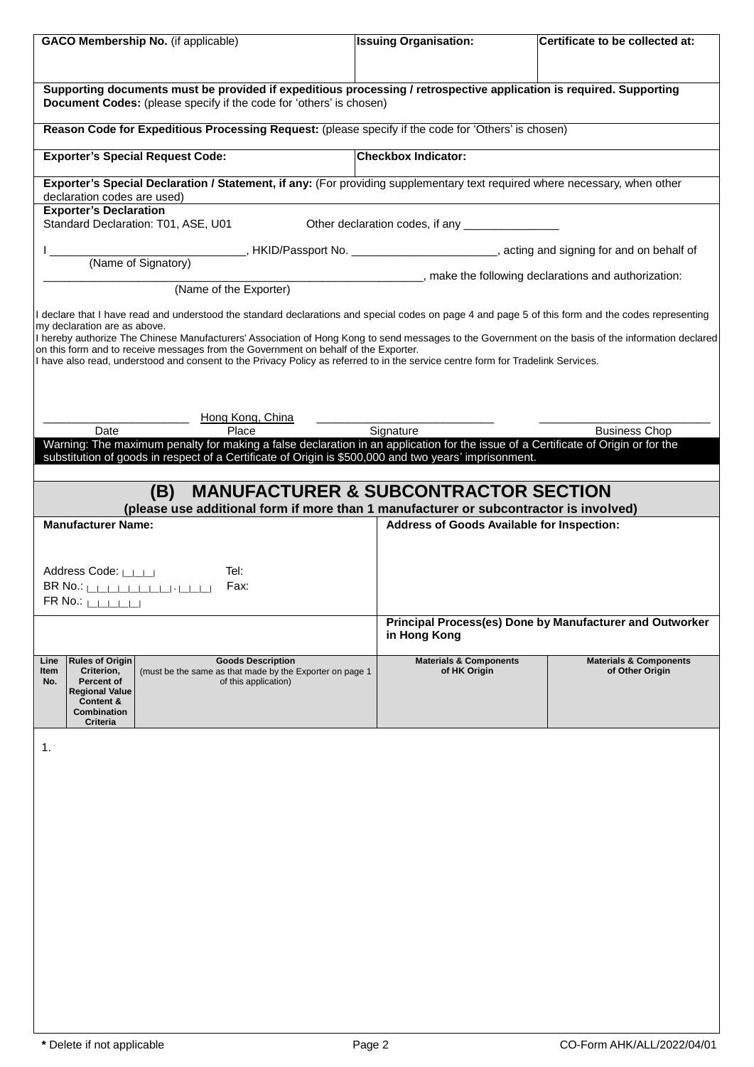| GACO Membership No. (if applicable) | Issuing Organisation: | Certificate to be collected at: |
|---|---|---|
| | | |

**Supporting documents must be provided if expeditious processing / retrospective application is required. Supporting Document Codes:** (please specify if the code for 'others' is chosen)

**Reason Code for Expeditious Processing Request:** (please specify if the code for 'Others' is chosen)

| Exporter's Special Request Code: | Checkbox Indicator: |
|---|---|
| | |

**Exporter's Special Declaration / Statement, if any:** (For providing supplementary text required where necessary, when other declaration codes are used)

**Exporter's Declaration**

Standard Declaration: T01, ASE, U01 Other declaration codes, if any _______________

I _____________________________, HKID/Passport No. ______________________, acting and signing for and on behalf of
(Name of Signatory)

____________________________________________________________, make the following declarations and authorization:
(Name of the Exporter)

I declare that I have read and understood the standard declarations and special codes on page 4 and page 5 of this form and the codes representing my declaration are as above.
I hereby authorize The Chinese Manufacturers' Association of Hong Kong to send messages to the Government on the basis of the information declared on this form and to receive messages from the Government on behalf of the Exporter.
I have also read, understood and consent to the Privacy Policy as referred to in the service centre form for Tradelink Services.

______________________ Hong Kong, China ___________________________ __________________________
Date Place Signature Business Chop

**Warning: The maximum penalty for making a false declaration in an application for the issue of a Certificate of Origin or for the substitution of goods in respect of a Certificate of Origin is $500,000 and two years' imprisonment.**

## (B) MANUFACTURER & SUBCONTRACTOR SECTION

**(please use additional form if more than 1 manufacturer or subcontractor is involved)**

| Manufacturer Name: | Address of Goods Available for Inspection: |
|---|---|
| Address Code: ⌊_⌊_⌊_⌋ Tel:<br>BR No.: ⌊_⌊_⌊_⌊_⌊_⌊_⌊_⌊_⌋ - ⌊_⌊_⌊_⌋ Fax:<br>FR No.: ⌊_⌊_⌊_⌊_⌊_⌋ | |
| | **Principal Process(es) Done by Manufacturer and Outworker in Hong Kong** |

| Line Item No. | Rules of Origin Criterion, Percent of Regional Value Content & Combination Criteria | Goods Description (must be the same as that made by the Exporter on page 1 of this application) | Materials & Components of HK Origin | Materials & Components of Other Origin |
|---|---|---|---|---|
| 1. | | | | |

**\*** Delete if not applicable

CO-Form AHK/ALL/2022/04/01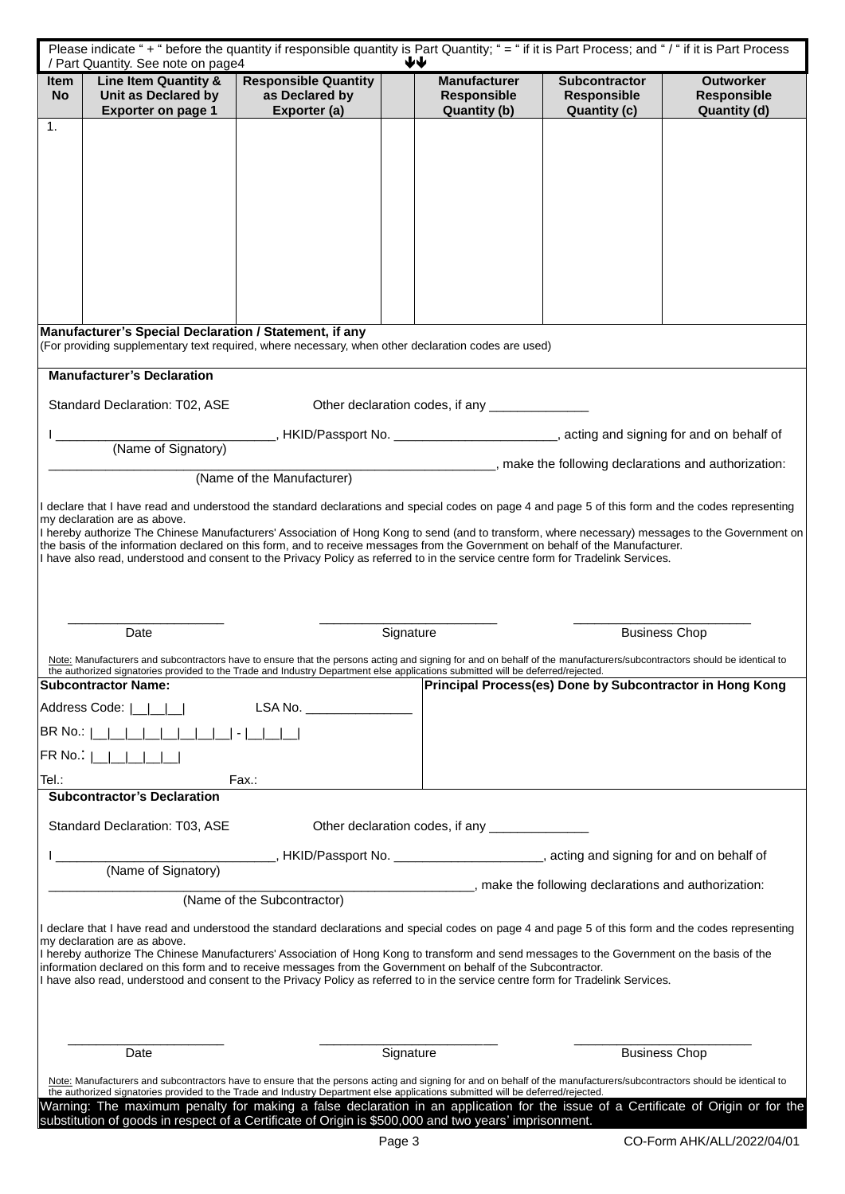Please indicate " + " before the quantity if responsible quantity is Part Quantity; " = " if it is Part Process; and " / " if it is Part Process / Part Quantity. See note on page4

| Item No | Line Item Quantity & Unit as Declared by Exporter on page 1 | Responsible Quantity as Declared by Exporter (a) | | Manufacturer Responsible Quantity (b) | Subcontractor Responsible Quantity (c) | Outworker Responsible Quantity (d) |
|---|---|---|---|---|---|---|
| 1. | | | | | | |

**Manufacturer's Special Declaration / Statement, if any**
(For providing supplementary text required, where necessary, when other declaration codes are used)

**Manufacturer's Declaration**

Standard Declaration: T02, ASE Other declaration codes, if any ______________

I ______________________________, HKID/Passport No. ______________________, acting and signing for and on behalf of
(Name of Signatory)

_______________________________________________________________, make the following declarations and authorization:
(Name of the Manufacturer)

I declare that I have read and understood the standard declarations and special codes on page 4 and page 5 of this form and the codes representing my declaration are as above.
I hereby authorize The Chinese Manufacturers' Association of Hong Kong to send (and to transform, where necessary) messages to the Government on the basis of the information declared on this form, and to receive messages from the Government on behalf of the Manufacturer.
I have also read, understood and consent to the Privacy Policy as referred to in the service centre form for Tradelink Services.

______________________ ________________________ ________________________
Date Signature Business Chop

Note: Manufacturers and subcontractors have to ensure that the persons acting and signing for and on behalf of the manufacturers/subcontractors should be identical to the authorized signatories provided to the Trade and Industry Department else applications submitted will be deferred/rejected.

**Subcontractor Name:**

Address Code: |__|__|__| LSA No. _______________

BR No.: |__|__|__|__|__|__|__|__| - |__|__|__|

FR No.: |__|__|__|__|__|

Tel.: Fax.:

**Principal Process(es) Done by Subcontractor in Hong Kong**

**Subcontractor's Declaration**

Standard Declaration: T03, ASE Other declaration codes, if any ______________

I ______________________________, HKID/Passport No. _____________________, acting and signing for and on behalf of
(Name of Signatory)

_______________________________________________________________, make the following declarations and authorization:
(Name of the Subcontractor)

I declare that I have read and understood the standard declarations and special codes on page 4 and page 5 of this form and the codes representing my declaration are as above.
I hereby authorize The Chinese Manufacturers' Association of Hong Kong to transform and send messages to the Government on the basis of the information declared on this form and to receive messages from the Government on behalf of the Subcontractor.
I have also read, understood and consent to the Privacy Policy as referred to in the service centre form for Tradelink Services.

______________________ ________________________ ________________________
Date Signature Business Chop

Note: Manufacturers and subcontractors have to ensure that the persons acting and signing for and on behalf of the manufacturers/subcontractors should be identical to the authorized signatories provided to the Trade and Industry Department else applications submitted will be deferred/rejected.

**Warning: The maximum penalty for making a false declaration in an application for the issue of a Certificate of Origin or for the substitution of goods in respect of a Certificate of Origin is $500,000 and two years' imprisonment.**

CO-Form AHK/ALL/2022/04/01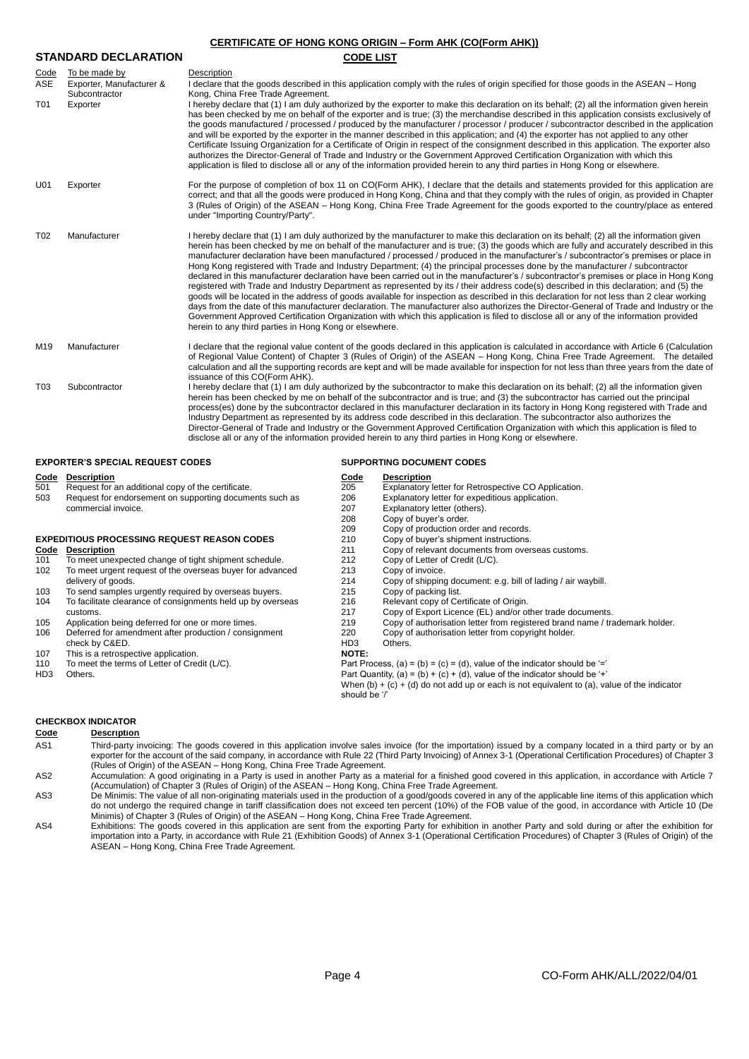## CERTIFICATE OF HONG KONG ORIGIN – Form AHK (CO(Form AHK))

### STANDARD DECLARATION

### CODE LIST

| Code | To be made by | Description |
|---|---|---|
| ASE | Exporter, Manufacturer & Subcontractor | I declare that the goods described in this application comply with the rules of origin specified for those goods in the ASEAN – Hong Kong, China Free Trade Agreement. |
| T01 | Exporter | I hereby declare that (1) I am duly authorized by the exporter to make this declaration on its behalf; (2) all the information given herein has been checked by me on behalf of the exporter and is true; (3) the merchandise described in this application consists exclusively of the goods manufactured / processed / produced by the manufacturer / processor / producer / subcontractor described in the application and will be exported by the exporter in the manner described in this application; and (4) the exporter has not applied to any other Certificate Issuing Organization for a Certificate of Origin in respect of the consignment described in this application. The exporter also authorizes the Director-General of Trade and Industry or the Government Approved Certification Organization with which this application is filed to disclose all or any of the information provided herein to any third parties in Hong Kong or elsewhere. |
| U01 | Exporter | For the purpose of completion of box 11 on CO(Form AHK), I declare that the details and statements provided for this application are correct; and that all the goods were produced in Hong Kong, China and that they comply with the rules of origin, as provided in Chapter 3 (Rules of Origin) of the ASEAN – Hong Kong, China Free Trade Agreement for the goods exported to the country/place as entered under "Importing Country/Party". |
| T02 | Manufacturer | I hereby declare that (1) I am duly authorized by the manufacturer to make this declaration on its behalf; (2) all the information given herein has been checked by me on behalf of the manufacturer and is true; (3) the goods which are fully and accurately described in this manufacturer declaration have been manufactured / processed / produced in the manufacturer's / subcontractor's premises or place in Hong Kong registered with Trade and Industry Department; (4) the principal processes done by the manufacturer / subcontractor declared in this manufacturer declaration have been carried out in the manufacturer's / subcontractor's premises or place in Hong Kong registered with Trade and Industry Department as represented by its / their address code(s) described in this declaration; and (5) the goods will be located in the address of goods available for inspection as described in this declaration for not less than 2 clear working days from the date of this manufacturer declaration. The manufacturer also authorizes the Director-General of Trade and Industry or the Government Approved Certification Organization with which this application is filed to disclose all or any of the information provided herein to any third parties in Hong Kong or elsewhere. |
| M19 | Manufacturer | I declare that the regional value content of the goods declared in this application is calculated in accordance with Article 6 (Calculation of Regional Value Content) of Chapter 3 (Rules of Origin) of the ASEAN – Hong Kong, China Free Trade Agreement. The detailed calculation and all the supporting records are kept and will be made available for inspection for not less than three years from the date of issuance of this CO(Form AHK). |
| T03 | Subcontractor | I hereby declare that (1) I am duly authorized by the subcontractor to make this declaration on its behalf; (2) all the information given herein has been checked by me on behalf of the subcontractor and is true; and (3) the subcontractor has carried out the principal process(es) done by the subcontractor declared in this manufacturer declaration in its factory in Hong Kong registered with Trade and Industry Department as represented by its address code described in this declaration. The subcontractor also authorizes the Director-General of Trade and Industry or the Government Approved Certification Organization with which this application is filed to disclose all or any of the information provided herein to any third parties in Hong Kong or elsewhere. |

### EXPORTER'S SPECIAL REQUEST CODES

| Code | Description |
|---|---|
| 501 | Request for an additional copy of the certificate. |
| 503 | Request for endorsement on supporting documents such as commercial invoice. |

### EXPEDITIOUS PROCESSING REQUEST REASON CODES

| Code | Description |
|---|---|
| 101 | To meet unexpected change of tight shipment schedule. |
| 102 | To meet urgent request of the overseas buyer for advanced delivery of goods. |
| 103 | To send samples urgently required by overseas buyers. |
| 104 | To facilitate clearance of consignments held up by overseas customs. |
| 105 | Application being deferred for one or more times. |
| 106 | Deferred for amendment after production / consignment check by C&ED. |
| 107 | This is a retrospective application. |
| 110 | To meet the terms of Letter of Credit (L/C). |
| HD3 | Others. |

### SUPPORTING DOCUMENT CODES

| Code | Description |
|---|---|
| 205 | Explanatory letter for Retrospective CO Application. |
| 206 | Explanatory letter for expeditious application. |
| 207 | Explanatory letter (others). |
| 208 | Copy of buyer's order. |
| 209 | Copy of production order and records. |
| 210 | Copy of buyer's shipment instructions. |
| 211 | Copy of relevant documents from overseas customs. |
| 212 | Copy of Letter of Credit (L/C). |
| 213 | Copy of invoice. |
| 214 | Copy of shipping document: e.g. bill of lading / air waybill. |
| 215 | Copy of packing list. |
| 216 | Relevant copy of Certificate of Origin. |
| 217 | Copy of Export Licence (EL) and/or other trade documents. |
| 219 | Copy of authorisation letter from registered brand name / trademark holder. |
| 220 | Copy of authorisation letter from copyright holder. |
| HD3 | Others. |

**NOTE:**

Part Process, (a) = (b) = (c) = (d), value of the indicator should be '='

Part Quantity, (a) = (b) + (c) + (d), value of the indicator should be '+'

When (b) + (c) + (d) do not add up or each is not equivalent to (a), value of the indicator should be '/'

### CHECKBOX INDICATOR

| Code | Description |
|---|---|
| AS1 | Third-party invoicing: The goods covered in this application involve sales invoice (for the importation) issued by a company located in a third party or by an exporter for the account of the said company, in accordance with Rule 22 (Third Party Invoicing) of Annex 3-1 (Operational Certification Procedures) of Chapter 3 (Rules of Origin) of the ASEAN – Hong Kong, China Free Trade Agreement. |
| AS2 | Accumulation: A good originating in a Party is used in another Party as a material for a finished good covered in this application, in accordance with Article 7 (Accumulation) of Chapter 3 (Rules of Origin) of the ASEAN – Hong Kong, China Free Trade Agreement. |
| AS3 | De Minimis: The value of all non-originating materials used in the production of a good/goods covered in any of the applicable line items of this application which do not undergo the required change in tariff classification does not exceed ten percent (10%) of the FOB value of the good, in accordance with Article 10 (De Minimis) of Chapter 3 (Rules of Origin) of the ASEAN – Hong Kong, China Free Trade Agreement. |
| AS4 | Exhibitions: The goods covered in this application are sent from the exporting Party for exhibition in another Party and sold during or after the exhibition for importation into a Party, in accordance with Rule 21 (Exhibition Goods) of Annex 3-1 (Operational Certification Procedures) of Chapter 3 (Rules of Origin) of the ASEAN – Hong Kong, China Free Trade Agreement. |

CO-Form AHK/ALL/2022/04/01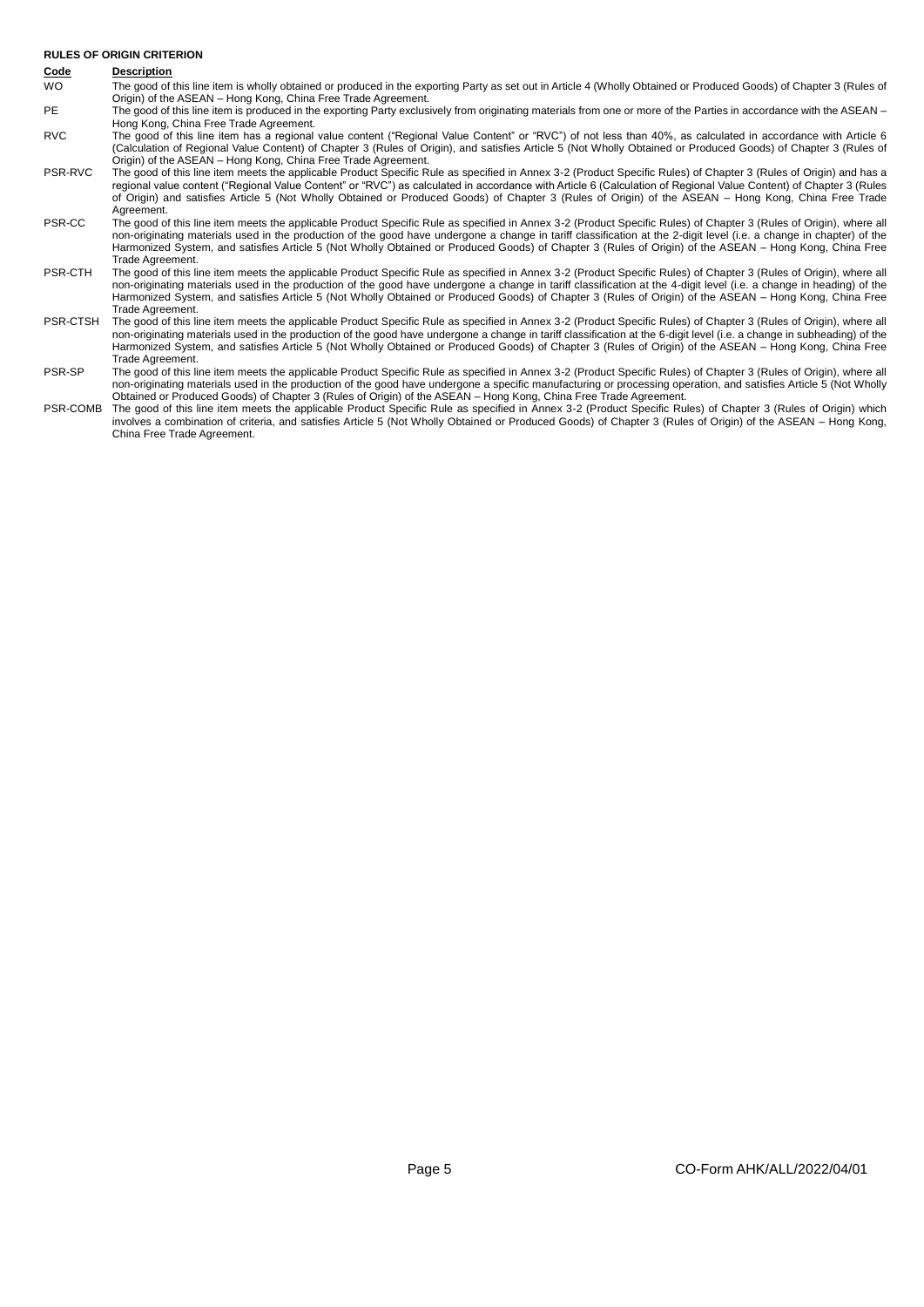**RULES OF ORIGIN CRITERION**

| Code | Description |
|---|---|
| WO | The good of this line item is wholly obtained or produced in the exporting Party as set out in Article 4 (Wholly Obtained or Produced Goods) of Chapter 3 (Rules of Origin) of the ASEAN – Hong Kong, China Free Trade Agreement. |
| PE | The good of this line item is produced in the exporting Party exclusively from originating materials from one or more of the Parties in accordance with the ASEAN – Hong Kong, China Free Trade Agreement. |
| RVC | The good of this line item has a regional value content ("Regional Value Content" or "RVC") of not less than 40%, as calculated in accordance with Article 6 (Calculation of Regional Value Content) of Chapter 3 (Rules of Origin), and satisfies Article 5 (Not Wholly Obtained or Produced Goods) of Chapter 3 (Rules of Origin) of the ASEAN – Hong Kong, China Free Trade Agreement. |
| PSR-RVC | The good of this line item meets the applicable Product Specific Rule as specified in Annex 3-2 (Product Specific Rules) of Chapter 3 (Rules of Origin) and has a regional value content ("Regional Value Content" or "RVC") as calculated in accordance with Article 6 (Calculation of Regional Value Content) of Chapter 3 (Rules of Origin) and satisfies Article 5 (Not Wholly Obtained or Produced Goods) of Chapter 3 (Rules of Origin) of the ASEAN – Hong Kong, China Free Trade Agreement. |
| PSR-CC | The good of this line item meets the applicable Product Specific Rule as specified in Annex 3-2 (Product Specific Rules) of Chapter 3 (Rules of Origin), where all non-originating materials used in the production of the good have undergone a change in tariff classification at the 2-digit level (i.e. a change in chapter) of the Harmonized System, and satisfies Article 5 (Not Wholly Obtained or Produced Goods) of Chapter 3 (Rules of Origin) of the ASEAN – Hong Kong, China Free Trade Agreement. |
| PSR-CTH | The good of this line item meets the applicable Product Specific Rule as specified in Annex 3-2 (Product Specific Rules) of Chapter 3 (Rules of Origin), where all non-originating materials used in the production of the good have undergone a change in tariff classification at the 4-digit level (i.e. a change in heading) of the Harmonized System, and satisfies Article 5 (Not Wholly Obtained or Produced Goods) of Chapter 3 (Rules of Origin) of the ASEAN – Hong Kong, China Free Trade Agreement. |
| PSR-CTSH | The good of this line item meets the applicable Product Specific Rule as specified in Annex 3-2 (Product Specific Rules) of Chapter 3 (Rules of Origin), where all non-originating materials used in the production of the good have undergone a change in tariff classification at the 6-digit level (i.e. a change in subheading) of the Harmonized System, and satisfies Article 5 (Not Wholly Obtained or Produced Goods) of Chapter 3 (Rules of Origin) of the ASEAN – Hong Kong, China Free Trade Agreement. |
| PSR-SP | The good of this line item meets the applicable Product Specific Rule as specified in Annex 3-2 (Product Specific Rules) of Chapter 3 (Rules of Origin), where all non-originating materials used in the production of the good have undergone a specific manufacturing or processing operation, and satisfies Article 5 (Not Wholly Obtained or Produced Goods) of Chapter 3 (Rules of Origin) of the ASEAN – Hong Kong, China Free Trade Agreement. |
| PSR-COMB | The good of this line item meets the applicable Product Specific Rule as specified in Annex 3-2 (Product Specific Rules) of Chapter 3 (Rules of Origin) which involves a combination of criteria, and satisfies Article 5 (Not Wholly Obtained or Produced Goods) of Chapter 3 (Rules of Origin) of the ASEAN – Hong Kong, China Free Trade Agreement. |

CO-Form AHK/ALL/2022/04/01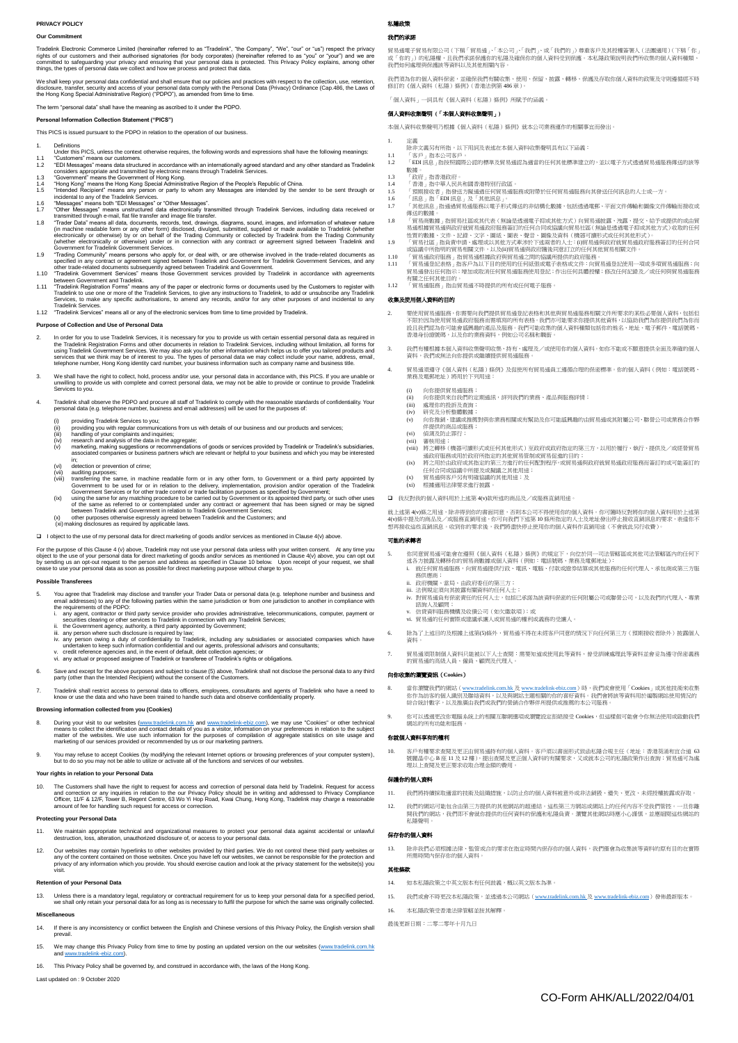# PRIVACY POLICY

## Our Commitment

Tradelink Electronic Commerce Limited (hereinafter referred to as "Tradelink", "the Company", "We", "our" or "us") respect the privacy rights of our customers and their authorised signatories (for body corporates) (hereinafter referred to as "you" or "your") and we are committed to safeguarding your privacy and ensuring that your personal data is protected. This Privacy Policy explains, among other things, the types of personal data we collect and how we process and protect that data.

We shall keep your personal data confidential and shall ensure that our policies and practices with respect to the collection, use, retention, disclosure, transfer, security and access of your personal data comply with the Personal Data (Privacy) Ordinance (Cap.486, the Laws of the Hong Kong Special Administrative Region) ("PDPO"), as amended from time to time.

The term "personal data" shall have the meaning as ascribed to it under the PDPO.

## Personal Information Collection Statement ("PICS")

This PICS is issued pursuant to the PDPO in relation to the operation of our business.

1. Definitions
Under this PICS, unless the context otherwise requires, the following words and expressions shall have the following meanings:

1.1 "Customers" means our customers.
1.2 "EDI Messages" means data structured in accordance with an internationally agreed standard and any other standard as Tradelink considers appropriate and transmitted by electronic means through Tradelink Services.
1.3 "Government" means the Government of Hong Kong.
1.4 "Hong Kong" means the Hong Kong Special Administrative Region of the People's Republic of China.
1.5 "Intended Recipient" means any person or party to whom any Messages are intended by the sender to be sent through or incidental to any of the Tradelink Services.
1.6 "Messages" means both "EDI Messages" or "Other Messages".
1.7 "Other Messages" means unstructured data electronically transmitted through Tradelink Services, including data received or transmitted through e-mail, flat file transfer and image file transfer.
1.8 "Trader Data" means all data, documents, records, text, drawings, diagrams, sound, images, and information of whatever nature (in machine readable form or any other form) disclosed, divulged, submitted, supplied or made available to Tradelink (whether electronically or otherwise) by or on behalf of the Trading Community or collected by Tradelink from the Trading Community (whether electronically or otherwise) under or in connection with any contract or agreement signed between Tradelink and Government for Tradelink Government Services.
1.9 "Trading Community" means persons who apply for, or deal with, or are otherwise involved in the trade-related documents as specified in any contract or agreement signed between Tradelink and Government for Tradelink Government Services, and any other trade-related documents subsequently agreed between Tradelink and Government.
1.10 "Tradelink Government Services" means those Government services provided by Tradelink in accordance with agreements between Government and Tradelink.
1.11 "Tradelink Registration Forms" means any of the paper or electronic forms or documents used by the Customers to register with Tradelink to use one or more of the Tradelink Services, to give any instructions to Tradelink, to add or unsubscribe any Tradelink Services, to make any specific authorisations, to amend any records, and/or for any other purposes of and incidental to any Tradelink Services.
1.12 "Tradelink Services" means all or any of the electronic services from time to time provided by Tradelink.

### Purpose of Collection and Use of Personal Data

2. In order for you to use Tradelink Services, it is necessary for you to provide us with certain essential personal data as required in the Tradelink Registration Forms and other documents in relation to Tradelink Services, including without limitation, all forms for using Tradelink Government Services. We may also ask you for other information which helps us to offer you tailored products and services that we think may be of interest to you. The types of personal data we may collect include your name, address, email, telephone number, Hong Kong identity card number, your business information such as company name and business title.

3. We shall have the right to collect, hold, process and use, your personal data in accordance with, this PICS. If you are unable or unwilling to provide us with complete and correct personal data, we may not be able to provide or continue to provide Tradelink Services to you.

4. Tradelink shall observe the PDPO and procure all staff of Tradelink to comply with the reasonable standards of confidentiality. Your personal data (e.g. telephone number, business and email addresses) will be used for the purposes of:

(i) providing Tradelink Services to you;
(ii) providing you with regular communications from us with details of our business and our products and services;
(iii) handling of your complaints and inquiries;
(iv) research and analysis of the data in the aggregate;
(v) marketing, making suggestions or recommendations of goods or services provided by Tradelink or Tradelink's subsidiaries, associated companies or business partners which are relevant or helpful to your business and which you may be interested in;
(vi) detection or prevention of crime;
(vii) auditing purposes;
(viii) transferring the same, in machine readable form or in any other form, to Government or a third party appointed by Government to be used for or in relation to the delivery, implementation, provision and/or operation of the Tradelink Government Services or for other trade control or trade facilitation purposes as specified by Government;
(ix) using the same for any matching procedure to be carried out by Government or its appointed third party, or such other uses of the same as referred to or contemplated under any contract or agreement that has been signed or may be signed between Tradelink and Government in relation to Tradelink Government Services;
(x) other purposes otherwise expressly agreed between Tradelink and the Customers; and
(xi) making disclosures as required by applicable laws.

❑ I object to the use of my personal data for direct marketing of goods and/or services as mentioned in Clause 4(v) above.

For the purpose of this Clause 4 (v) above, Tradelink may not use your personal data unless with your written consent. At any time you object to the use of your personal data for direct marketing of goods and/or services as mentioned in Clause 4(v) above, you can opt out by sending us an opt-out request to the person and address as specified in Clause 10 below. Upon receipt of your request, we shall cease to use your personal data as soon as possible for direct marketing purpose without charge to you.

### Possible Transferees

5. You agree that Tradelink may disclose and transfer your Trader Data or personal data (e.g. telephone number and business and email addresses) to any of the following parties within the same jurisdiction or from one jurisdiction to another in compliance with the requirements of the PDPO:
i. any agent, contractor or third party service provider who provides administrative, telecommunications, computer, payment or securities clearing or other services to Tradelink in connection with any Tradelink Services;
ii. the Government agency, authority, a third party appointed by Government;
iii. any person when such disclosure is required by law;
iv. any person owing a duty of confidentiality to Tradelink, including any subsidiaries or associated companies which have undertaken to keep such information confidential and our agents, professional advisors and consultants;
v. credit reference agencies and, in the event of default, debt collection agencies; or
vi. any actual or proposed assignee of Tradelink or transferee of Tradelink's rights or obligations.

6. Save and except for the above purposes and subject to clause (5) above, Tradelink shall not disclose the personal data to any third party (other than the Intended Recipient) without the consent of the Customers.

7. Tradelink shall restrict access to personal data to officers, employees, consultants and agents of Tradelink who have a need to know and use the data and who have been trained to handle such data and observe confidentiality properly.

### Browsing information collected from you (Cookies)

8. During your visit to our websites (www.tradelink.com.hk and www.tradelink-ebiz.com), we may use "Cookies" or other technical means to collect the identification and contact details of you as a visitor, information on your preferences in relation to the subject matter of the websites. We use such information for the purposes of compilation of aggregate statistics on site usage and marketing of our services provided or recommended by us or our marketing partners.

9. You may refuse to accept Cookies (by modifying the relevant Internet options or browsing preferences of your computer system), but to do so you may not be able to utilize or activate all of the functions and services of our websites.

### Your rights in relation to your Personal Data

10. The Customers shall have the right to request for access and correction of personal data held by Tradelink. Request for access and correction or any inquiries in relation to the our Privacy Policy should be in writing and addressed to Privacy Compliance Officer, 11/F & 12/F, Tower B, Regent Centre, 63 Wo Yi Hop Road, Kwai Chung, Hong Kong, Tradelink may charge a reasonable amount of fee for handling such request for access or correction.

### Protecting your Personal Data

11. We maintain appropriate technical and organizational measures to protect your personal data against accidental or unlawful destruction, loss, alteration, unauthorized disclosure of, or access to your personal data.

12. Our websites may contain hyperlinks to other websites provided by third parties. We do not control these third party websites or any of the content contained on those websites. Once you have left our websites, we cannot be responsible for the protection and privacy of any information which you provide. You should exercise caution and look at the privacy statement for the website(s) you visit.

### Retention of your Personal Data

13. Unless there is a mandatory legal, regulatory or contractual requirement for us to keep your personal data for a specified period, we shall only retain your personal data for as long as is necessary to fulfil the purpose for which the same was originally collected.

### Miscellaneous

14. If there is any inconsistency or conflict between the English and Chinese versions of this Privacy Policy, the English version shall prevail.

15. We may change this Privacy Policy from time to time by posting an updated version on the our websites (www.tradelink.com.hk and www.tradelink-ebiz.com).

16. This Privacy Policy shall be governed by, and construed in accordance with, the laws of the Hong Kong.

Last updated on : 9 October 2020

# 私隱政策

## 我們的承諾

貿易通電子貿易有限公司（下稱「貿易通」、「本公司」、「我們」、或「我們的」）尊重客戶及其授權簽署人（法團適用）（下稱「你」或「你的」）的私隱權，且我們承諾保護你的私隱及確保你的個人資料受到保護。本私隱政策說明我們所收集的個人資料種類，我們如何處理與保護該等資料以及其他相關內容。

我們須為你的個人資料保密，並確保我們有關收集、使用、保留、披露、轉移、保護及存取你的個人資料的政策及守則遵循經不時修訂的《個人資料（私隱）條例》（香港法例第 486 章）。

「個人資料」一詞具有《個人資料（私隱）條例》所賦予的涵義。

## 個人資料收集聲明（「本個人資料收集聲明」）

本個人資料收集聲明乃根據《個人資料（私隱）條例》就本公司業務運作的相關事宜而發出。

1. 定義
除非文義另有所指，以下用詞及表述在本個人資料收集聲明具有以下涵義：

1.1 「客戶」指本公司客戶。
1.2 「EDI 訊息」指按照國際公認的標準及貿易通認為適當的任何其他標準建立的，並以電子方式透過貿易通服務傳送的該等數據。
1.3 「政府」指香港政府。
1.4 「香港」指中華人民共和國香港特別行政區。
1.5 「預期接收者」指發送方擬通過任何貿易通服務或附帶於任何貿易通服務與其發送任何訊息的人士或一方。
1.6 「訊息」指「EDI 訊息」及「其他訊息」。
1.7 「其他訊息」指通過貿易通服務以電子形式傳送的非結構化數據，包括透過電郵、平面文件傳輸和圖像文件傳輸而接收或傳送的數據。
1.8 「貿易商數據」指貿易社區或其代表（無論是透過電子抑或其他方式）向貿易通披露、洩露、提交、給予或提供的或由貿易通根據貿易通與政府就貿易通政府服務簽訂的任何合同或協議向貿易社區（無論是透過電子抑或其他方式）收取的任何性質的數據、文件、紀錄、文字、圖紙、圖表、聲音、圖像及資料（機器可讀形式或任何其他形式）。
1.9 「貿易社區」指負責申請、處理或以其他方式牽涉於下述兩者的人士：(i)貿易通與政府就貿易通政府服務簽訂的任何合同或協議中所指明的貿易相關文件，以及(ii)貿易通與政府隨後同意訂立的任何其他貿易相關文件。
1.10 「貿易通政府服務」指根據政府與貿易通之間的協議所提供的政府服務。
1.11 「貿易通登記表格」指客戶為以下目的使用的任何紙張或電子表格文件：向貿易通登記使用一項或多項貿易通服務；向貿易通發出任何指示；增加或取消任何貿易通服務使用登記；作出任何具體授權；修改任何記錄及／或任何與貿易通服務有關之任何其他目的。
1.12 「貿易通服務」指由貿易通不時提供的所有或任何電子服務。

### 收集及使用個人資料的目的

2. 要使用貿易通服務，你需要向我們提供貿易通登記表格和其他與貿易通服務相關文件所要求的某些必要個人資料，包括但不限於因為使用貿易通政府服務而需填寫的所有表格。我們亦可能要求你提供其他資料，以協助我們為你提供我們為你而設且我們認為你可能會感興趣的產品及服務。我們可能收集的個人資料種類包括你的姓名、地址、電子郵件、電話號碼、香港身份證號碼，以及你的業務資料，例如公司名稱和職銜。

3. 我們有權根據本個人資料收集聲明收集、持有、處理及／或使用你的個人資料。如你不能或不願意提供全面及準確的個人資料，我們或無法向你提供或繼續提供貿易通服務。

4. 貿易通須遵守《個人資料（私隱）條例》及促使所有貿易通員工遵循合理的保密標準。你的個人資料（例如：電話號碼、業務及電郵地址）將用於下列用途：

(i) 向你提供貿易通服務；
(ii) 向你提供來自我們的定期通訊，詳列我們的業務、產品與服務詳情；
(iii) 處理你的投訴及查詢；
(iv) 研究及分析整體數據；
(v) 向你推銷、建議或推薦對與你業務相關或有幫助及你可能感興趣的由貿易通或其附屬公司、聯營公司或業務合作夥伴提供的商品或服務；
(vi) 偵測及防止罪行；
(vii) 審核用途；
(viii) 將之轉移（機器可讀形式或任何其他形式）至政府或政府指定的第三方，以用於履行、執行、提供及／或經營貿易通政府服務或用於政府所指定的其他貿易管制或貿易促進的目的；
(ix) 將之用於由政府或其指定的第三方進行的任何配對程序，或貿易通與政府就貿易通政府服務而簽訂的或可能簽訂的任何合同或協議中所提及或擬議之其他用途；
(x) 貿易通與客戶另有明確協議的其他用途；及
(xi) 根據適用法律要求進行披露。

❑ 我反對我的個人資料用於上述第 4(v)款所述的商品及／或服務直銷用途。

就上述第 4(v)條之用途，除非得到你的書面同意，否則本公司不得使用你的個人資料。你可隨時反對將你的個人資料用於上述第 4(v)條中提及的商品及／或服務直銷用途，你可向我們下述第 10 條所指定的人士及地址發出停止接收直銷訊息的要求，表達你不想再接收這些直銷訊息。收到你的要求後，我們將盡快停止使用你的個人資料作直銷用途（不會就此另行收費）。

### 可能的承轉者

5. 你同意貿易通可能會在遵照《個人資料（私隱）條例》的規定下，向位於同一司法管轄區或其他司法管轄區內的任何下述各方披露及轉移你的貿易商數據或個人資料（例如：電話號碼、業務及電郵地址）：
i. 就任何貿易通服務，向貿易通提供行政、電訊、電腦、付款或證券結算或其他服務的任何代理人、承包商或第三方服務供應商；
ii. 政府機構、當局、由政府委任的第三方；
iii. 法例規定須向其披露有關資料的任何人士；
iv. 對貿易通負有保密責任的任何人士，包括已承諾為該資料保密的任何附屬公司或聯營公司，以及我們的代理人、專業諮詢人及顧問；
v. 信貸資料服務機構及收債公司（如欠繳款項）；或
vi. 貿易通的任何實際或建議承讓人或貿易通的權利或義務的受讓人。

6. 除為了上述目的及根據上述第(5)條外，貿易通不得在未經客戶同意的情況下向任何第三方（預期接收者除外）披露個人資料。

7. 貿易通須限制個人資料只能被以下人士查閱：需要知道或使用此等資料，曾受訓練處理此等資料並會妥為遵守保密義務的貿易通的高級人員、僱員、顧問及代理人。

### 向你收集的瀏覽資訊（Cookies）

8. 當你瀏覽我們的網站（www.tradelink.com.hk 及 www.tradelink-ebiz.com）時，我們或會使用「Cookies」或其他技術來收集你作為訪客的個人識別及聯絡資料，以及與網站主題相關的你的資好資料。我們會將該等資料用於編製網站使用情況的綜合統計數字，以及推廣由我們或我們的營銷合作夥伴所提供或推薦的本公司服務。

9. 你可以透過更改你電腦系統上的相關互聯網選項或瀏覽設定拒絕接受 Cookies，但這樣做可能會令你無法使用或啟動我們網站的所有功能和服務。

### 你就個人資料享有的權利

10. 客戶有權要求查閱及更正由貿易通持有的個人資料。客戶須以書面形式致函私隱合規主任（地址：香港葵涌和宜合道 63 號麗晶中心 B 座 11 及 12 樓），提出查閱及更正個人資料的有關要求，又或就本公司的私隱政策作出查詢；貿易通可為處理以上查閱及更正要求收取合理金額的費用。

### 保護你的個人資料

11. 我們將持續採取適當的技術及組織措施，以防止你的個人資料被意外或非法銷毀、遺失、更改、未經授權披露或存取。

12. 我們的網站可能包含由第三方提供的其他網站的超連結。這些第三方網站或網站上的任何內容不受我們管控。一旦你離開我們的網站，我們即不會就你提供的任何資料的保護和私隱負責。瀏覽其他網站時應小心謹慎，並應細閱這些網站的私隱聲明。

### 保存你的個人資料

13. 除非我們必須根據法律、監管或合約要求在指定時間內保存你的個人資料，我們僅會為收集該等資料的原有目的在實際所需時間內保存你的個人資料。

### 其他條款

14. 如本私隱政策之中英文版本有任何歧義，概以英文版本為準。

15. 我們或會不時更改本私隱政策，並透過本公司網站（www.tradelink.com.hk 及 www.tradelink-ebiz.com）發佈最新版本。

16. 本私隱政策受香港法律管轄並按其解釋。

最後更新日期：二零二零年十月九日

CO-Form AHK/ALL/2022/04/01